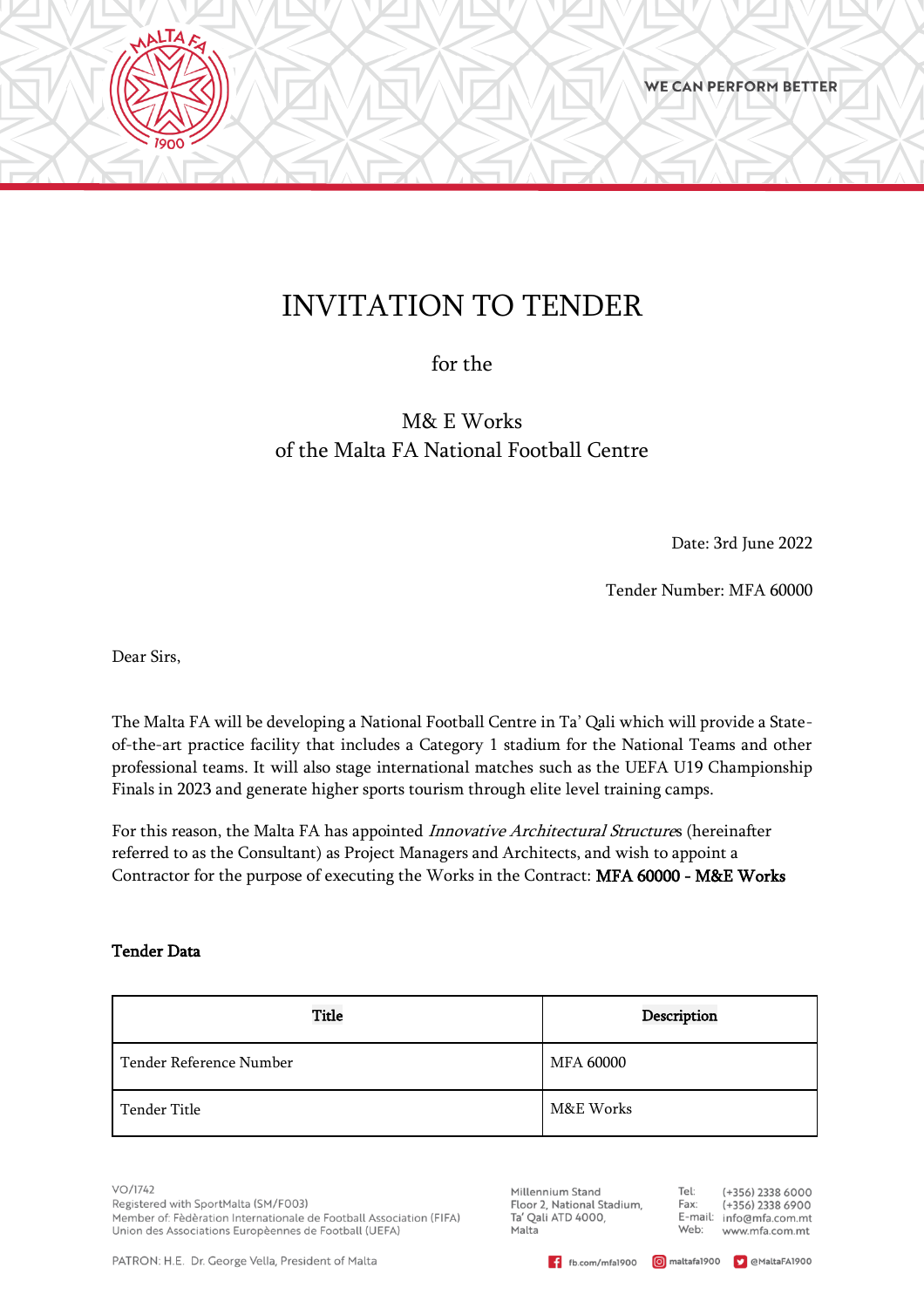# INVITATION TO TENDER

for the

M& E Works
of the Malta FA National Football Centre

Date: 3rd June 2022

Tender Number: MFA 60000

Dear Sirs,

The Malta FA will be developing a National Football Centre in Ta' Qali which will provide a State-of-the-art practice facility that includes a Category 1 stadium for the National Teams and other professional teams. It will also stage international matches such as the UEFA U19 Championship Finals in 2023 and generate higher sports tourism through elite level training camps.

For this reason, the Malta FA has appointed *Innovative Architectural Structures* (hereinafter referred to as the Consultant) as Project Managers and Architects, and wish to appoint a Contractor for the purpose of executing the Works in the Contract: **MFA 60000 - M&E Works**

**Tender Data**

| Title | Description |
|---|---|
| Tender Reference Number | MFA 60000 |
| Tender Title | M&E Works |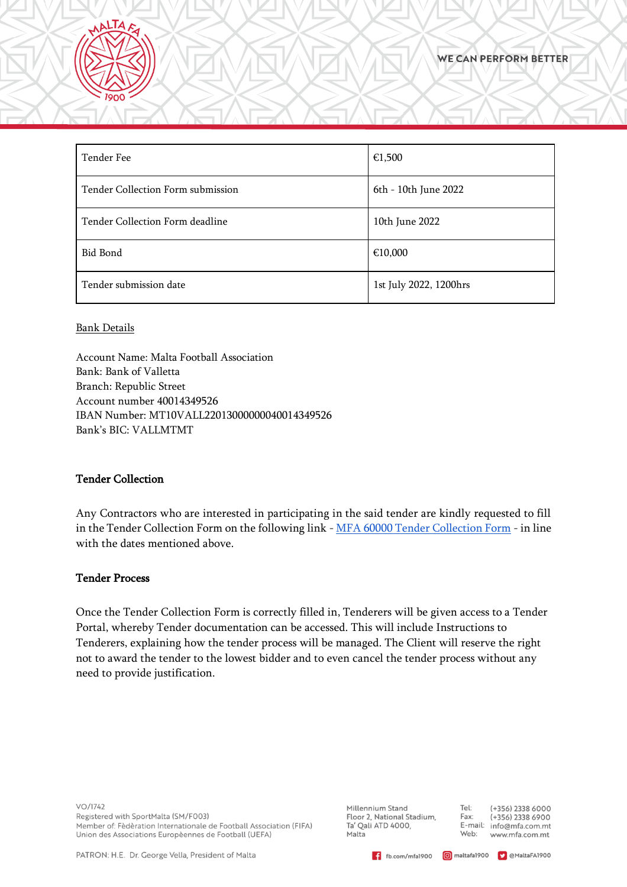| | |
|---|---|
| Tender Fee | €1,500 |
| Tender Collection Form submission | 6th - 10th June 2022 |
| Tender Collection Form deadline | 10th June 2022 |
| Bid Bond | €10,000 |
| Tender submission date | 1st July 2022, 1200hrs |

Bank Details

Account Name: Malta Football Association
Bank: Bank of Valletta
Branch: Republic Street
Account number 40014349526
IBAN Number: MT10VALL22013000000040014349526
Bank's BIC: VALLMTMT

**Tender Collection**

Any Contractors who are interested in participating in the said tender are kindly requested to fill in the Tender Collection Form on the following link - MFA 60000 Tender Collection Form - in line with the dates mentioned above.

**Tender Process**

Once the Tender Collection Form is correctly filled in, Tenderers will be given access to a Tender Portal, whereby Tender documentation can be accessed. This will include Instructions to Tenderers, explaining how the tender process will be managed. The Client will reserve the right not to award the tender to the lowest bidder and to even cancel the tender process without any need to provide justification.